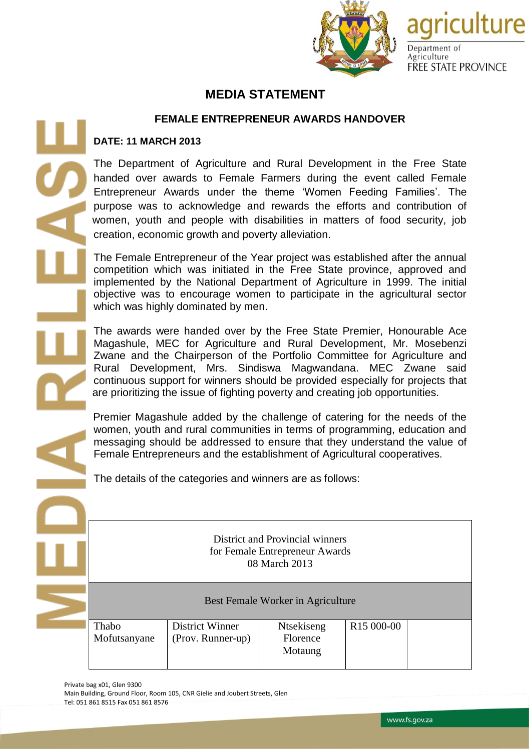agriculture

Department of Agriculture
FREE STATE PROVINCE

# MEDIA STATEMENT

## FEMALE ENTREPRENEUR AWARDS HANDOVER

**DATE: 11 MARCH 2013**

The Department of Agriculture and Rural Development in the Free State handed over awards to Female Farmers during the event called Female Entrepreneur Awards under the theme 'Women Feeding Families'. The purpose was to acknowledge and rewards the efforts and contribution of women, youth and people with disabilities in matters of food security, job creation, economic growth and poverty alleviation.

The Female Entrepreneur of the Year project was established after the annual competition which was initiated in the Free State province, approved and implemented by the National Department of Agriculture in 1999. The initial objective was to encourage women to participate in the agricultural sector which was highly dominated by men.

The awards were handed over by the Free State Premier, Honourable Ace Magashule, MEC for Agriculture and Rural Development, Mr. Mosebenzi Zwane and the Chairperson of the Portfolio Committee for Agriculture and Rural Development, Mrs. Sindiswa Magwandana. MEC Zwane said continuous support for winners should be provided especially for projects that are prioritizing the issue of fighting poverty and creating job opportunities.

Premier Magashule added by the challenge of catering for the needs of the women, youth and rural communities in terms of programming, education and messaging should be addressed to ensure that they understand the value of Female Entrepreneurs and the establishment of Agricultural cooperatives.

The details of the categories and winners are as follows:

| District and Provincial winners for Female Entrepreneur Awards 08 March 2013 | | | | |
|---|---|---|---|---|
| Best Female Worker in Agriculture | | | | |
| Thabo Mofutsanyane | District Winner (Prov. Runner-up) | Ntsekiseng Florence Motaung | R15 000-00 | |

Private bag x01, Glen 9300
Main Building, Ground Floor, Room 105, CNR Gielie and Joubert Streets, Glen
Tel: 051 861 8515 Fax 051 861 8576

www.fs.gov.za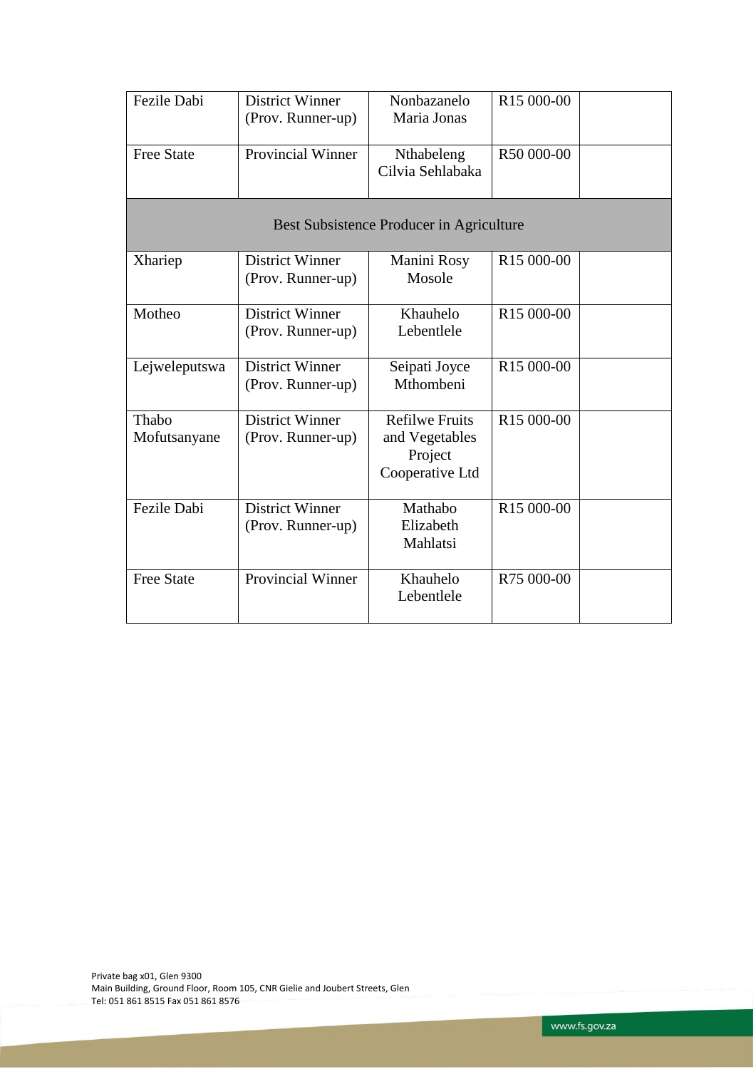| | | | | |
|---|---|---|---|---|
| Fezile Dabi | District Winner (Prov. Runner-up) | Nonbazanelo Maria Jonas | R15 000-00 | |
| Free State | Provincial Winner | Nthabeleng Cilvia Sehlabaka | R50 000-00 | |
| Best Subsistence Producer in Agriculture | | | | |
| Xhariep | District Winner (Prov. Runner-up) | Manini Rosy Mosole | R15 000-00 | |
| Motheo | District Winner (Prov. Runner-up) | Khauhelo Lebentlele | R15 000-00 | |
| Lejweleputswa | District Winner (Prov. Runner-up) | Seipati Joyce Mthombeni | R15 000-00 | |
| Thabo Mofutsanyane | District Winner (Prov. Runner-up) | Refilwe Fruits and Vegetables Project Cooperative Ltd | R15 000-00 | |
| Fezile Dabi | District Winner (Prov. Runner-up) | Mathabo Elizabeth Mahlatsi | R15 000-00 | |
| Free State | Provincial Winner | Khauhelo Lebentlele | R75 000-00 | |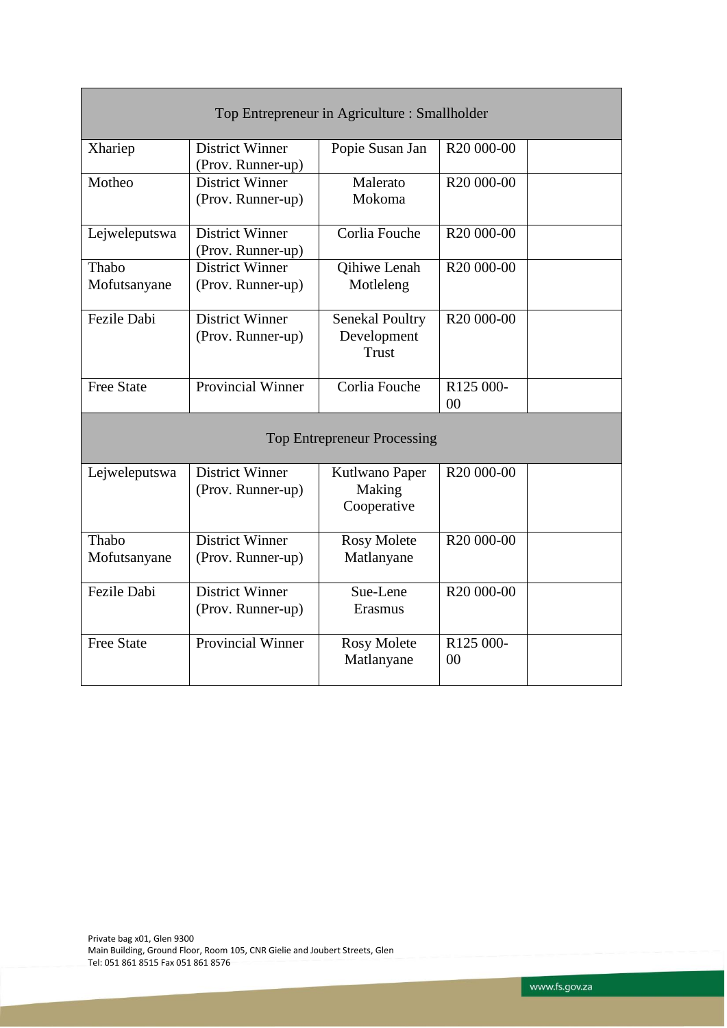| Top Entrepreneur in Agriculture : Smallholder | | | | |
|---|---|---|---|---|
| Xhariep | District Winner (Prov. Runner-up) | Popie Susan Jan | R20 000-00 | |
| Motheo | District Winner (Prov. Runner-up) | Malerato Mokoma | R20 000-00 | |
| Lejweleputswa | District Winner (Prov. Runner-up) | Corlia Fouche | R20 000-00 | |
| Thabo Mofutsanyane | District Winner (Prov. Runner-up) | Qihiwe Lenah Motleleng | R20 000-00 | |
| Fezile Dabi | District Winner (Prov. Runner-up) | Senekal Poultry Development Trust | R20 000-00 | |
| Free State | Provincial Winner | Corlia Fouche | R125 000-00 | |
| **Top Entrepreneur Processing** | | | | |
| Lejweleputswa | District Winner (Prov. Runner-up) | Kutlwano Paper Making Cooperative | R20 000-00 | |
| Thabo Mofutsanyane | District Winner (Prov. Runner-up) | Rosy Molete Matlanyane | R20 000-00 | |
| Fezile Dabi | District Winner (Prov. Runner-up) | Sue-Lene Erasmus | R20 000-00 | |
| Free State | Provincial Winner | Rosy Molete Matlanyane | R125 000-00 | |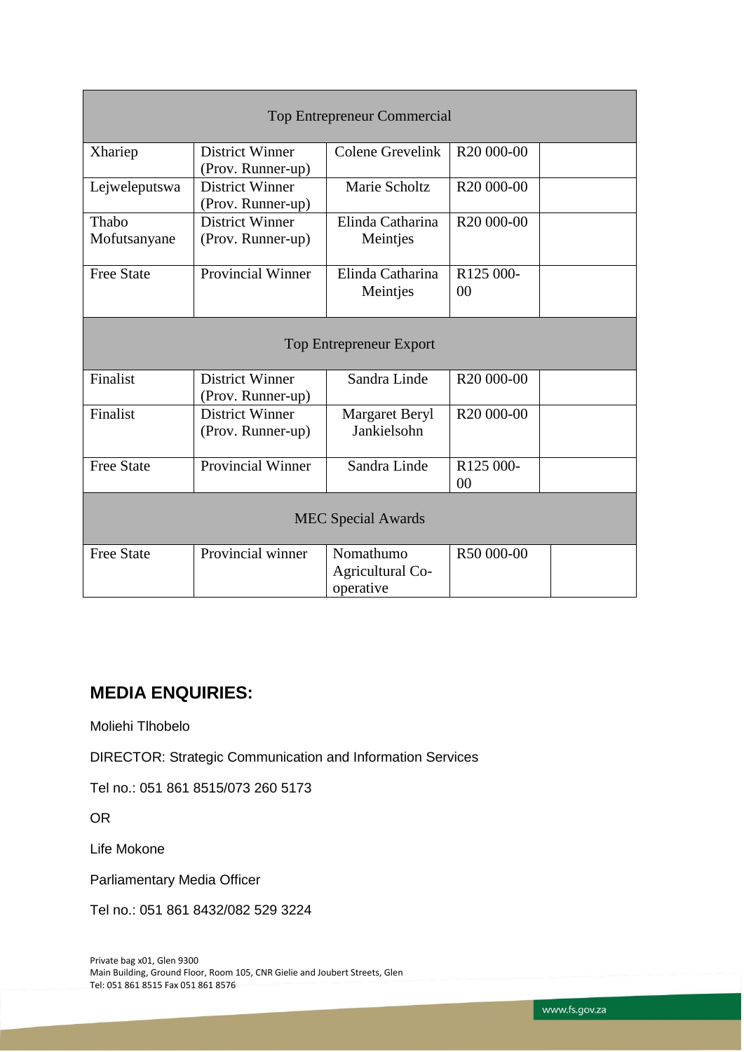| | | | | |
|---|---|---|---|---|
| Top Entrepreneur Commercial | | | | |
| Xhariep | District Winner (Prov. Runner-up) | Colene Grevelink | R20 000-00 | |
| Lejweleputswa | District Winner (Prov. Runner-up) | Marie Scholtz | R20 000-00 | |
| Thabo Mofutsanyane | District Winner (Prov. Runner-up) | Elinda Catharina Meintjes | R20 000-00 | |
| Free State | Provincial Winner | Elinda Catharina Meintjes | R125 000-00 | |
| Top Entrepreneur Export | | | | |
| Finalist | District Winner (Prov. Runner-up) | Sandra Linde | R20 000-00 | |
| Finalist | District Winner (Prov. Runner-up) | Margaret Beryl Jankielsohn | R20 000-00 | |
| Free State | Provincial Winner | Sandra Linde | R125 000-00 | |
| MEC Special Awards | | | | |
| Free State | Provincial winner | Nomathumo Agricultural Co-operative | R50 000-00 | |

## MEDIA ENQUIRIES:

Moliehi Tlhobelo

DIRECTOR: Strategic Communication and Information Services

Tel no.: 051 861 8515/073 260 5173

OR

Life Mokone

Parliamentary Media Officer

Tel no.: 051 861 8432/082 529 3224